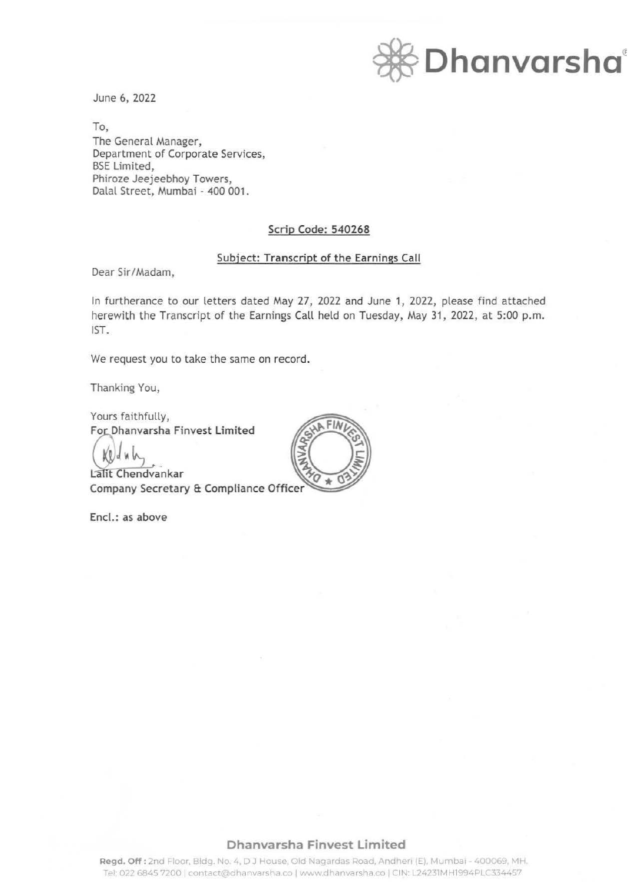Dhanvarsha®

June 6, 2022

To,
The General Manager,
Department of Corporate Services,
BSE Limited,
Phiroze Jeejeebhoy Towers,
Dalal Street, Mumbai - 400 001.

**Scrip Code: 540268**

**Subject: Transcript of the Earnings Call**

Dear Sir/Madam,

In furtherance to our letters dated May 27, 2022 and June 1, 2022, please find attached herewith the Transcript of the Earnings Call held on Tuesday, May 31, 2022, at 5:00 p.m. IST.

We request you to take the same on record.

Thanking You,

Yours faithfully,
**For Dhanvarsha Finvest Limited**

**Lalit Chendvankar**
**Company Secretary & Compliance Officer**

**Encl.: as above**

**Dhanvarsha Finvest Limited**

**Regd. Off:** 2nd Floor, Bldg. No. 4, D J House, Old Nagardas Road, Andheri (E), Mumbai - 400069, MH.
Tel: 022 6845 7200 | contact@dhanvarsha.co | www.dhanvarsha.co | CIN: L24231MH1994PLC334457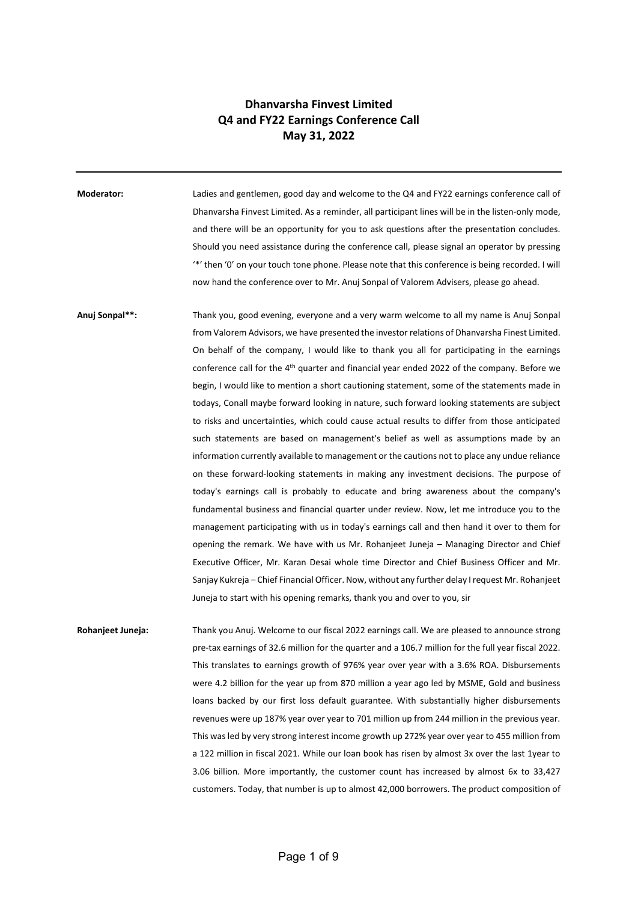# Dhanvarsha Finvest Limited
# Q4 and FY22 Earnings Conference Call
# May 31, 2022

---

**Moderator:** Ladies and gentlemen, good day and welcome to the Q4 and FY22 earnings conference call of Dhanvarsha Finvest Limited. As a reminder, all participant lines will be in the listen-only mode, and there will be an opportunity for you to ask questions after the presentation concludes. Should you need assistance during the conference call, please signal an operator by pressing '*' then '0' on your touch tone phone. Please note that this conference is being recorded. I will now hand the conference over to Mr. Anuj Sonpal of Valorem Advisers, please go ahead.

**Anuj Sonpal**:** Thank you, good evening, everyone and a very warm welcome to all my name is Anuj Sonpal from Valorem Advisors, we have presented the investor relations of Dhanvarsha Finest Limited. On behalf of the company, I would like to thank you all for participating in the earnings conference call for the 4th quarter and financial year ended 2022 of the company. Before we begin, I would like to mention a short cautioning statement, some of the statements made in todays, Conall maybe forward looking in nature, such forward looking statements are subject to risks and uncertainties, which could cause actual results to differ from those anticipated such statements are based on management's belief as well as assumptions made by an information currently available to management or the cautions not to place any undue reliance on these forward-looking statements in making any investment decisions. The purpose of today's earnings call is probably to educate and bring awareness about the company's fundamental business and financial quarter under review. Now, let me introduce you to the management participating with us in today's earnings call and then hand it over to them for opening the remark. We have with us Mr. Rohanjeet Juneja – Managing Director and Chief Executive Officer, Mr. Karan Desai whole time Director and Chief Business Officer and Mr. Sanjay Kukreja – Chief Financial Officer. Now, without any further delay I request Mr. Rohanjeet Juneja to start with his opening remarks, thank you and over to you, sir

**Rohanjeet Juneja:** Thank you Anuj. Welcome to our fiscal 2022 earnings call. We are pleased to announce strong pre-tax earnings of 32.6 million for the quarter and a 106.7 million for the full year fiscal 2022. This translates to earnings growth of 976% year over year with a 3.6% ROA. Disbursements were 4.2 billion for the year up from 870 million a year ago led by MSME, Gold and business loans backed by our first loss default guarantee. With substantially higher disbursements revenues were up 187% year over year to 701 million up from 244 million in the previous year. This was led by very strong interest income growth up 272% year over year to 455 million from a 122 million in fiscal 2021. While our loan book has risen by almost 3x over the last 1year to 3.06 billion. More importantly, the customer count has increased by almost 6x to 33,427 customers. Today, that number is up to almost 42,000 borrowers. The product composition of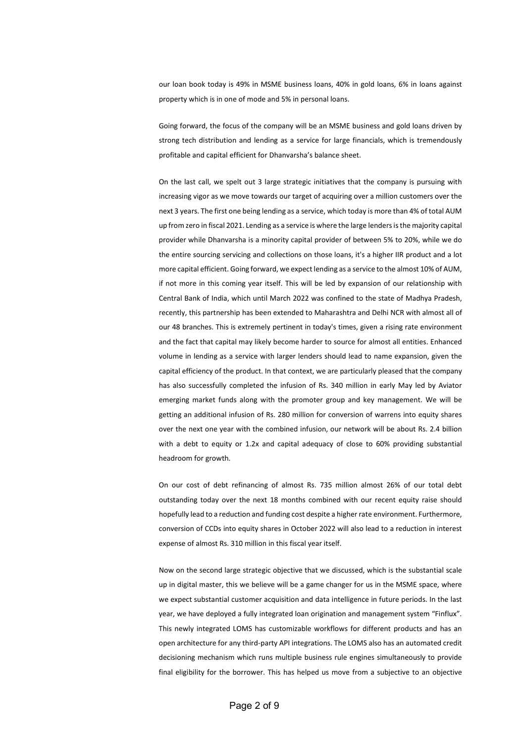our loan book today is 49% in MSME business loans, 40% in gold loans, 6% in loans against property which is in one of mode and 5% in personal loans.

Going forward, the focus of the company will be an MSME business and gold loans driven by strong tech distribution and lending as a service for large financials, which is tremendously profitable and capital efficient for Dhanvarsha's balance sheet.

On the last call, we spelt out 3 large strategic initiatives that the company is pursuing with increasing vigor as we move towards our target of acquiring over a million customers over the next 3 years. The first one being lending as a service, which today is more than 4% of total AUM up from zero in fiscal 2021. Lending as a service is where the large lenders is the majority capital provider while Dhanvarsha is a minority capital provider of between 5% to 20%, while we do the entire sourcing servicing and collections on those loans, it's a higher IIR product and a lot more capital efficient. Going forward, we expect lending as a service to the almost 10% of AUM, if not more in this coming year itself. This will be led by expansion of our relationship with Central Bank of India, which until March 2022 was confined to the state of Madhya Pradesh, recently, this partnership has been extended to Maharashtra and Delhi NCR with almost all of our 48 branches. This is extremely pertinent in today's times, given a rising rate environment and the fact that capital may likely become harder to source for almost all entities. Enhanced volume in lending as a service with larger lenders should lead to name expansion, given the capital efficiency of the product. In that context, we are particularly pleased that the company has also successfully completed the infusion of Rs. 340 million in early May led by Aviator emerging market funds along with the promoter group and key management. We will be getting an additional infusion of Rs. 280 million for conversion of warrens into equity shares over the next one year with the combined infusion, our network will be about Rs. 2.4 billion with a debt to equity or 1.2x and capital adequacy of close to 60% providing substantial headroom for growth.

On our cost of debt refinancing of almost Rs. 735 million almost 26% of our total debt outstanding today over the next 18 months combined with our recent equity raise should hopefully lead to a reduction and funding cost despite a higher rate environment. Furthermore, conversion of CCDs into equity shares in October 2022 will also lead to a reduction in interest expense of almost Rs. 310 million in this fiscal year itself.

Now on the second large strategic objective that we discussed, which is the substantial scale up in digital master, this we believe will be a game changer for us in the MSME space, where we expect substantial customer acquisition and data intelligence in future periods. In the last year, we have deployed a fully integrated loan origination and management system "Finflux". This newly integrated LOMS has customizable workflows for different products and has an open architecture for any third-party API integrations. The LOMS also has an automated credit decisioning mechanism which runs multiple business rule engines simultaneously to provide final eligibility for the borrower. This has helped us move from a subjective to an objective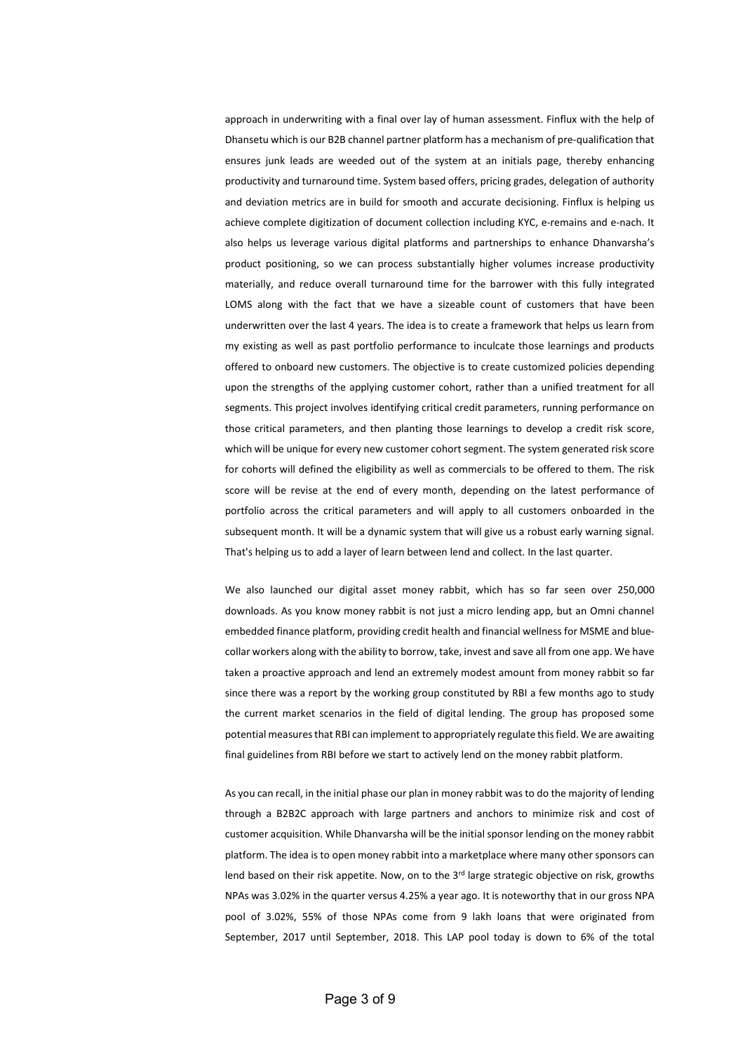approach in underwriting with a final over lay of human assessment. Finflux with the help of Dhansetu which is our B2B channel partner platform has a mechanism of pre-qualification that ensures junk leads are weeded out of the system at an initials page, thereby enhancing productivity and turnaround time. System based offers, pricing grades, delegation of authority and deviation metrics are in build for smooth and accurate decisioning. Finflux is helping us achieve complete digitization of document collection including KYC, e-remains and e-nach. It also helps us leverage various digital platforms and partnerships to enhance Dhanvarsha's product positioning, so we can process substantially higher volumes increase productivity materially, and reduce overall turnaround time for the barrower with this fully integrated LOMS along with the fact that we have a sizeable count of customers that have been underwritten over the last 4 years. The idea is to create a framework that helps us learn from my existing as well as past portfolio performance to inculcate those learnings and products offered to onboard new customers. The objective is to create customized policies depending upon the strengths of the applying customer cohort, rather than a unified treatment for all segments. This project involves identifying critical credit parameters, running performance on those critical parameters, and then planting those learnings to develop a credit risk score, which will be unique for every new customer cohort segment. The system generated risk score for cohorts will defined the eligibility as well as commercials to be offered to them. The risk score will be revise at the end of every month, depending on the latest performance of portfolio across the critical parameters and will apply to all customers onboarded in the subsequent month. It will be a dynamic system that will give us a robust early warning signal. That's helping us to add a layer of learn between lend and collect. In the last quarter.

We also launched our digital asset money rabbit, which has so far seen over 250,000 downloads. As you know money rabbit is not just a micro lending app, but an Omni channel embedded finance platform, providing credit health and financial wellness for MSME and blue-collar workers along with the ability to borrow, take, invest and save all from one app. We have taken a proactive approach and lend an extremely modest amount from money rabbit so far since there was a report by the working group constituted by RBI a few months ago to study the current market scenarios in the field of digital lending. The group has proposed some potential measures that RBI can implement to appropriately regulate this field. We are awaiting final guidelines from RBI before we start to actively lend on the money rabbit platform.

As you can recall, in the initial phase our plan in money rabbit was to do the majority of lending through a B2B2C approach with large partners and anchors to minimize risk and cost of customer acquisition. While Dhanvarsha will be the initial sponsor lending on the money rabbit platform. The idea is to open money rabbit into a marketplace where many other sponsors can lend based on their risk appetite. Now, on to the 3rd large strategic objective on risk, growths NPAs was 3.02% in the quarter versus 4.25% a year ago. It is noteworthy that in our gross NPA pool of 3.02%, 55% of those NPAs come from 9 lakh loans that were originated from September, 2017 until September, 2018. This LAP pool today is down to 6% of the total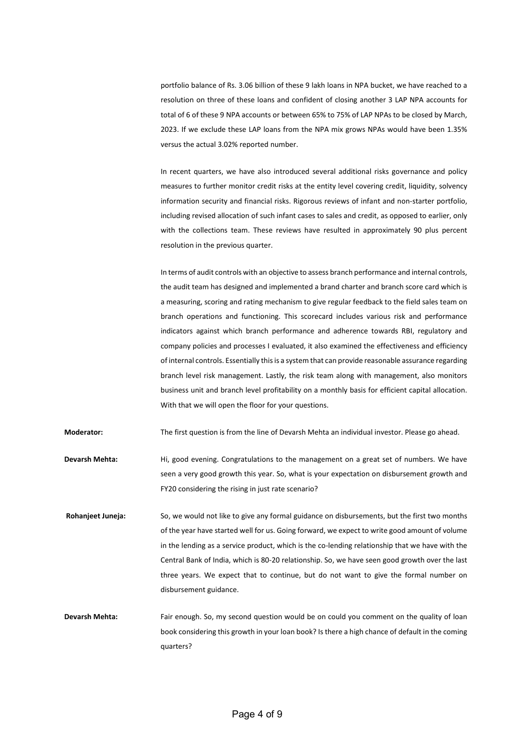portfolio balance of Rs. 3.06 billion of these 9 lakh loans in NPA bucket, we have reached to a resolution on three of these loans and confident of closing another 3 LAP NPA accounts for total of 6 of these 9 NPA accounts or between 65% to 75% of LAP NPAs to be closed by March, 2023. If we exclude these LAP loans from the NPA mix grows NPAs would have been 1.35% versus the actual 3.02% reported number.

In recent quarters, we have also introduced several additional risks governance and policy measures to further monitor credit risks at the entity level covering credit, liquidity, solvency information security and financial risks. Rigorous reviews of infant and non-starter portfolio, including revised allocation of such infant cases to sales and credit, as opposed to earlier, only with the collections team. These reviews have resulted in approximately 90 plus percent resolution in the previous quarter.

In terms of audit controls with an objective to assess branch performance and internal controls, the audit team has designed and implemented a brand charter and branch score card which is a measuring, scoring and rating mechanism to give regular feedback to the field sales team on branch operations and functioning. This scorecard includes various risk and performance indicators against which branch performance and adherence towards RBI, regulatory and company policies and processes I evaluated, it also examined the effectiveness and efficiency of internal controls. Essentially this is a system that can provide reasonable assurance regarding branch level risk management. Lastly, the risk team along with management, also monitors business unit and branch level profitability on a monthly basis for efficient capital allocation. With that we will open the floor for your questions.

**Moderator:** The first question is from the line of Devarsh Mehta an individual investor. Please go ahead.

**Devarsh Mehta:** Hi, good evening. Congratulations to the management on a great set of numbers. We have seen a very good growth this year. So, what is your expectation on disbursement growth and FY20 considering the rising in just rate scenario?

**Rohanjeet Juneja:** So, we would not like to give any formal guidance on disbursements, but the first two months of the year have started well for us. Going forward, we expect to write good amount of volume in the lending as a service product, which is the co-lending relationship that we have with the Central Bank of India, which is 80-20 relationship. So, we have seen good growth over the last three years. We expect that to continue, but do not want to give the formal number on disbursement guidance.

**Devarsh Mehta:** Fair enough. So, my second question would be on could you comment on the quality of loan book considering this growth in your loan book? Is there a high chance of default in the coming quarters?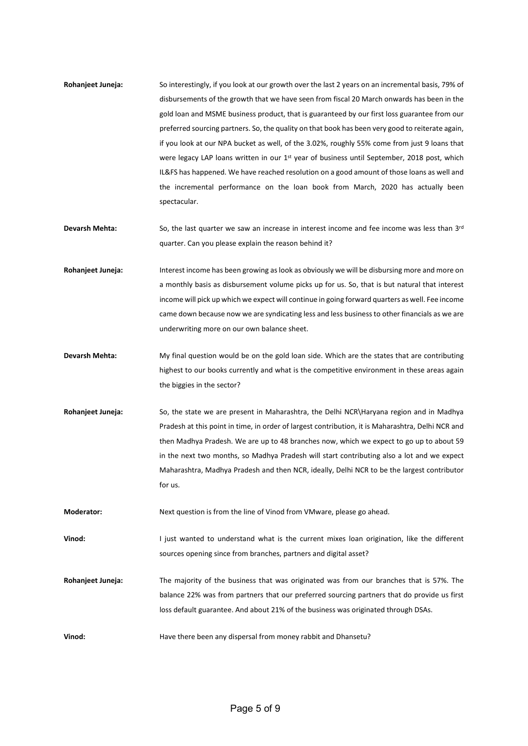**Rohanjeet Juneja:** So interestingly, if you look at our growth over the last 2 years on an incremental basis, 79% of disbursements of the growth that we have seen from fiscal 20 March onwards has been in the gold loan and MSME business product, that is guaranteed by our first loss guarantee from our preferred sourcing partners. So, the quality on that book has been very good to reiterate again, if you look at our NPA bucket as well, of the 3.02%, roughly 55% come from just 9 loans that were legacy LAP loans written in our 1st year of business until September, 2018 post, which IL&FS has happened. We have reached resolution on a good amount of those loans as well and the incremental performance on the loan book from March, 2020 has actually been spectacular.

**Devarsh Mehta:** So, the last quarter we saw an increase in interest income and fee income was less than 3rd quarter. Can you please explain the reason behind it?

**Rohanjeet Juneja:** Interest income has been growing as look as obviously we will be disbursing more and more on a monthly basis as disbursement volume picks up for us. So, that is but natural that interest income will pick up which we expect will continue in going forward quarters as well. Fee income came down because now we are syndicating less and less business to other financials as we are underwriting more on our own balance sheet.

**Devarsh Mehta:** My final question would be on the gold loan side. Which are the states that are contributing highest to our books currently and what is the competitive environment in these areas again the biggies in the sector?

**Rohanjeet Juneja:** So, the state we are present in Maharashtra, the Delhi NCR\Haryana region and in Madhya Pradesh at this point in time, in order of largest contribution, it is Maharashtra, Delhi NCR and then Madhya Pradesh. We are up to 48 branches now, which we expect to go up to about 59 in the next two months, so Madhya Pradesh will start contributing also a lot and we expect Maharashtra, Madhya Pradesh and then NCR, ideally, Delhi NCR to be the largest contributor for us.

**Moderator:** Next question is from the line of Vinod from VMware, please go ahead.

**Vinod:** I just wanted to understand what is the current mixes loan origination, like the different sources opening since from branches, partners and digital asset?

**Rohanjeet Juneja:** The majority of the business that was originated was from our branches that is 57%. The balance 22% was from partners that our preferred sourcing partners that do provide us first loss default guarantee. And about 21% of the business was originated through DSAs.

**Vinod:** Have there been any dispersal from money rabbit and Dhansetu?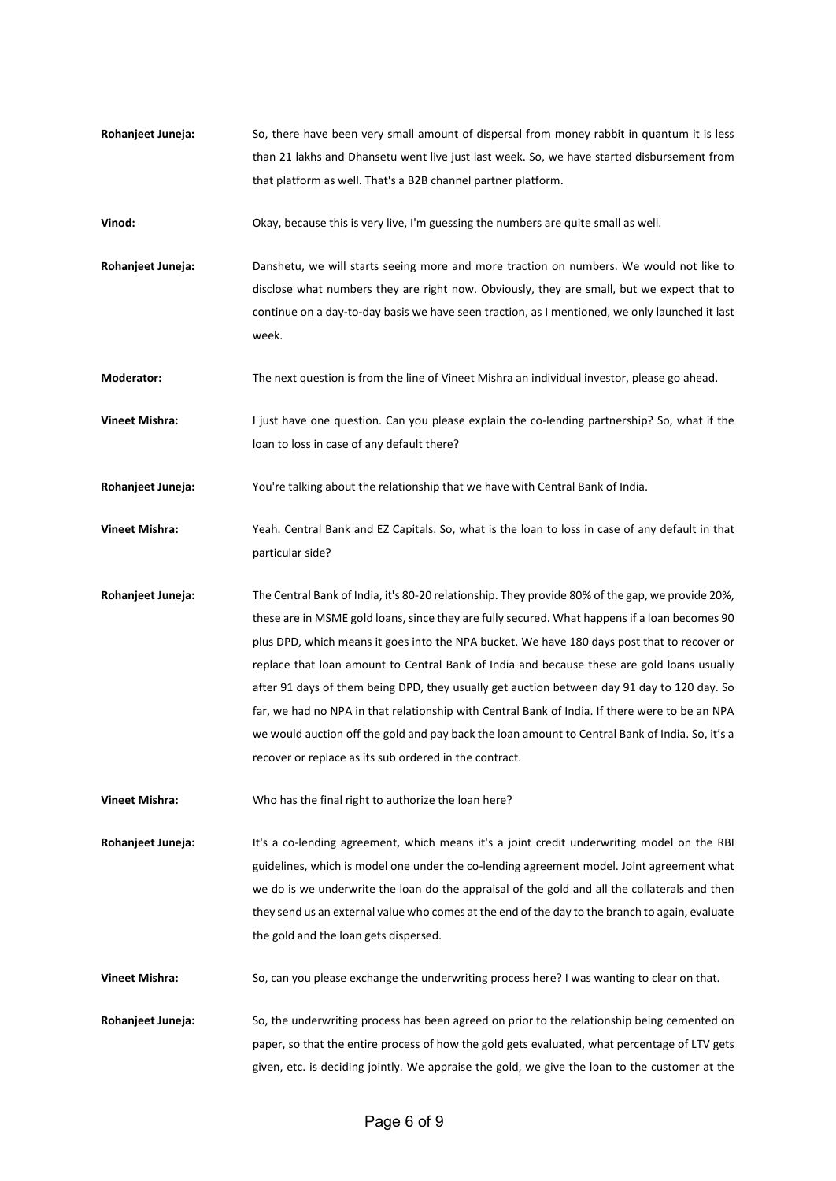**Rohanjeet Juneja:** So, there have been very small amount of dispersal from money rabbit in quantum it is less than 21 lakhs and Dhansetu went live just last week. So, we have started disbursement from that platform as well. That's a B2B channel partner platform.

**Vinod:** Okay, because this is very live, I'm guessing the numbers are quite small as well.

**Rohanjeet Juneja:** Danshetu, we will starts seeing more and more traction on numbers. We would not like to disclose what numbers they are right now. Obviously, they are small, but we expect that to continue on a day-to-day basis we have seen traction, as I mentioned, we only launched it last week.

**Moderator:** The next question is from the line of Vineet Mishra an individual investor, please go ahead.

**Vineet Mishra:** I just have one question. Can you please explain the co-lending partnership? So, what if the loan to loss in case of any default there?

**Rohanjeet Juneja:** You're talking about the relationship that we have with Central Bank of India.

**Vineet Mishra:** Yeah. Central Bank and EZ Capitals. So, what is the loan to loss in case of any default in that particular side?

**Rohanjeet Juneja:** The Central Bank of India, it's 80-20 relationship. They provide 80% of the gap, we provide 20%, these are in MSME gold loans, since they are fully secured. What happens if a loan becomes 90 plus DPD, which means it goes into the NPA bucket. We have 180 days post that to recover or replace that loan amount to Central Bank of India and because these are gold loans usually after 91 days of them being DPD, they usually get auction between day 91 day to 120 day. So far, we had no NPA in that relationship with Central Bank of India. If there were to be an NPA we would auction off the gold and pay back the loan amount to Central Bank of India. So, it's a recover or replace as its sub ordered in the contract.

**Vineet Mishra:** Who has the final right to authorize the loan here?

**Rohanjeet Juneja:** It's a co-lending agreement, which means it's a joint credit underwriting model on the RBI guidelines, which is model one under the co-lending agreement model. Joint agreement what we do is we underwrite the loan do the appraisal of the gold and all the collaterals and then they send us an external value who comes at the end of the day to the branch to again, evaluate the gold and the loan gets dispersed.

**Vineet Mishra:** So, can you please exchange the underwriting process here? I was wanting to clear on that.

**Rohanjeet Juneja:** So, the underwriting process has been agreed on prior to the relationship being cemented on paper, so that the entire process of how the gold gets evaluated, what percentage of LTV gets given, etc. is deciding jointly. We appraise the gold, we give the loan to the customer at the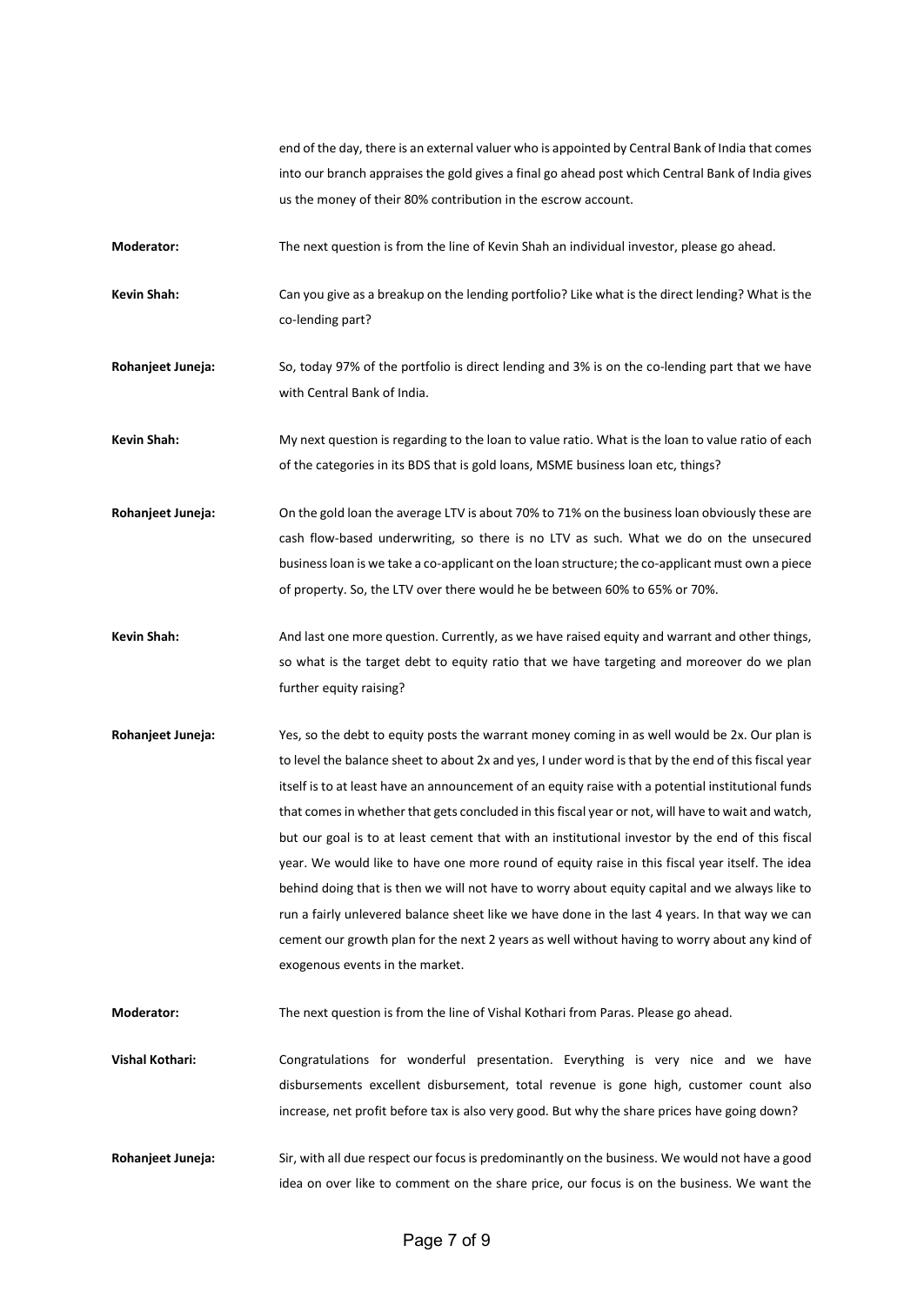end of the day, there is an external valuer who is appointed by Central Bank of India that comes into our branch appraises the gold gives a final go ahead post which Central Bank of India gives us the money of their 80% contribution in the escrow account.

**Moderator:** The next question is from the line of Kevin Shah an individual investor, please go ahead.

**Kevin Shah:** Can you give as a breakup on the lending portfolio? Like what is the direct lending? What is the co-lending part?

**Rohanjeet Juneja:** So, today 97% of the portfolio is direct lending and 3% is on the co-lending part that we have with Central Bank of India.

**Kevin Shah:** My next question is regarding to the loan to value ratio. What is the loan to value ratio of each of the categories in its BDS that is gold loans, MSME business loan etc, things?

**Rohanjeet Juneja:** On the gold loan the average LTV is about 70% to 71% on the business loan obviously these are cash flow-based underwriting, so there is no LTV as such. What we do on the unsecured business loan is we take a co-applicant on the loan structure; the co-applicant must own a piece of property. So, the LTV over there would he be between 60% to 65% or 70%.

**Kevin Shah:** And last one more question. Currently, as we have raised equity and warrant and other things, so what is the target debt to equity ratio that we have targeting and moreover do we plan further equity raising?

**Rohanjeet Juneja:** Yes, so the debt to equity posts the warrant money coming in as well would be 2x. Our plan is to level the balance sheet to about 2x and yes, I under word is that by the end of this fiscal year itself is to at least have an announcement of an equity raise with a potential institutional funds that comes in whether that gets concluded in this fiscal year or not, will have to wait and watch, but our goal is to at least cement that with an institutional investor by the end of this fiscal year. We would like to have one more round of equity raise in this fiscal year itself. The idea behind doing that is then we will not have to worry about equity capital and we always like to run a fairly unlevered balance sheet like we have done in the last 4 years. In that way we can cement our growth plan for the next 2 years as well without having to worry about any kind of exogenous events in the market.

**Moderator:** The next question is from the line of Vishal Kothari from Paras. Please go ahead.

**Vishal Kothari:** Congratulations for wonderful presentation. Everything is very nice and we have disbursements excellent disbursement, total revenue is gone high, customer count also increase, net profit before tax is also very good. But why the share prices have going down?

**Rohanjeet Juneja:** Sir, with all due respect our focus is predominantly on the business. We would not have a good idea on over like to comment on the share price, our focus is on the business. We want the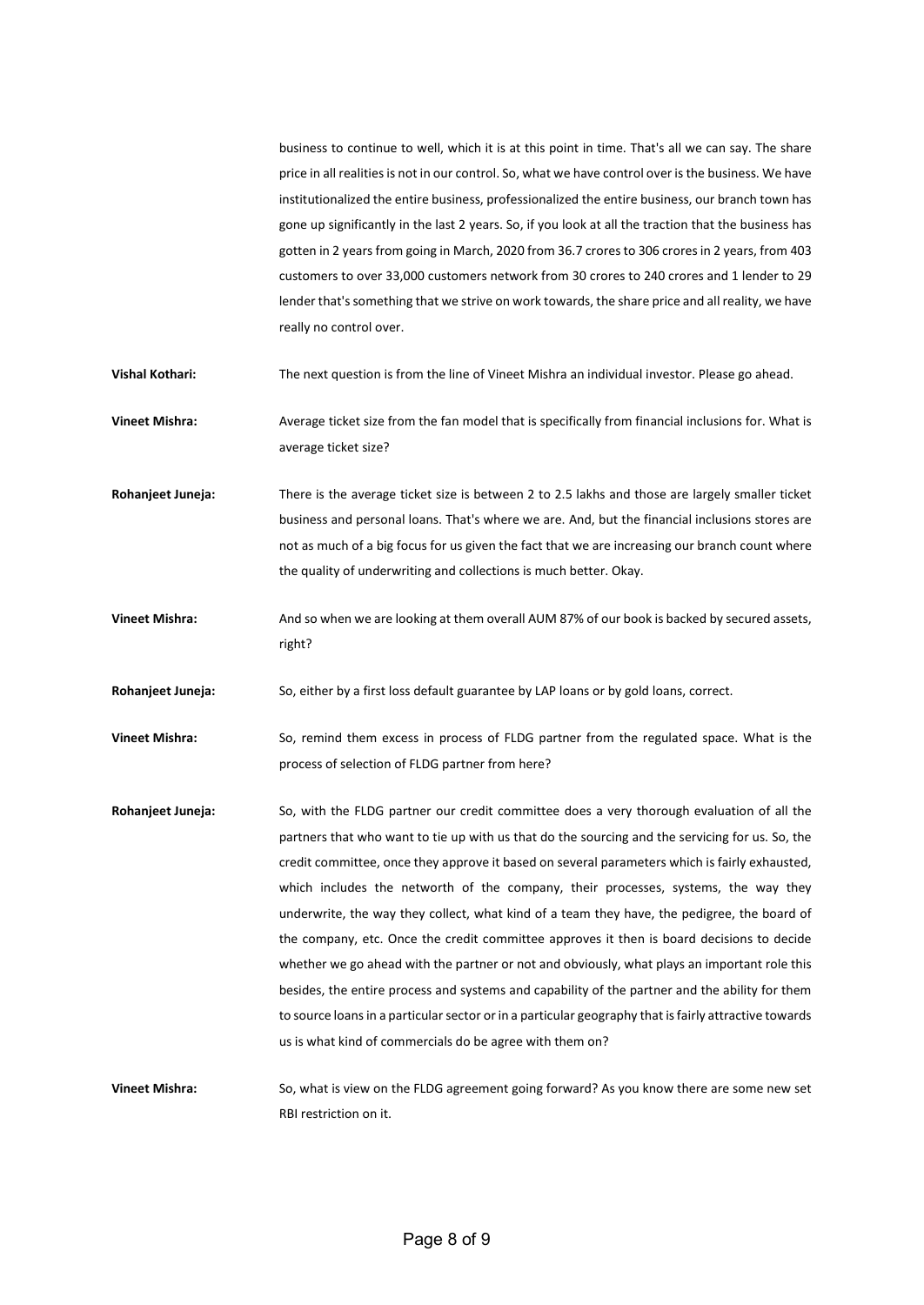business to continue to well, which it is at this point in time. That's all we can say. The share price in all realities is not in our control. So, what we have control over is the business. We have institutionalized the entire business, professionalized the entire business, our branch town has gone up significantly in the last 2 years. So, if you look at all the traction that the business has gotten in 2 years from going in March, 2020 from 36.7 crores to 306 crores in 2 years, from 403 customers to over 33,000 customers network from 30 crores to 240 crores and 1 lender to 29 lender that's something that we strive on work towards, the share price and all reality, we have really no control over.

**Vishal Kothari:** The next question is from the line of Vineet Mishra an individual investor. Please go ahead.

**Vineet Mishra:** Average ticket size from the fan model that is specifically from financial inclusions for. What is average ticket size?

**Rohanjeet Juneja:** There is the average ticket size is between 2 to 2.5 lakhs and those are largely smaller ticket business and personal loans. That's where we are. And, but the financial inclusions stores are not as much of a big focus for us given the fact that we are increasing our branch count where the quality of underwriting and collections is much better. Okay.

**Vineet Mishra:** And so when we are looking at them overall AUM 87% of our book is backed by secured assets, right?

**Rohanjeet Juneja:** So, either by a first loss default guarantee by LAP loans or by gold loans, correct.

**Vineet Mishra:** So, remind them excess in process of FLDG partner from the regulated space. What is the process of selection of FLDG partner from here?

**Rohanjeet Juneja:** So, with the FLDG partner our credit committee does a very thorough evaluation of all the partners that who want to tie up with us that do the sourcing and the servicing for us. So, the credit committee, once they approve it based on several parameters which is fairly exhausted, which includes the networth of the company, their processes, systems, the way they underwrite, the way they collect, what kind of a team they have, the pedigree, the board of the company, etc. Once the credit committee approves it then is board decisions to decide whether we go ahead with the partner or not and obviously, what plays an important role this besides, the entire process and systems and capability of the partner and the ability for them to source loans in a particular sector or in a particular geography that is fairly attractive towards us is what kind of commercials do be agree with them on?

**Vineet Mishra:** So, what is view on the FLDG agreement going forward? As you know there are some new set RBI restriction on it.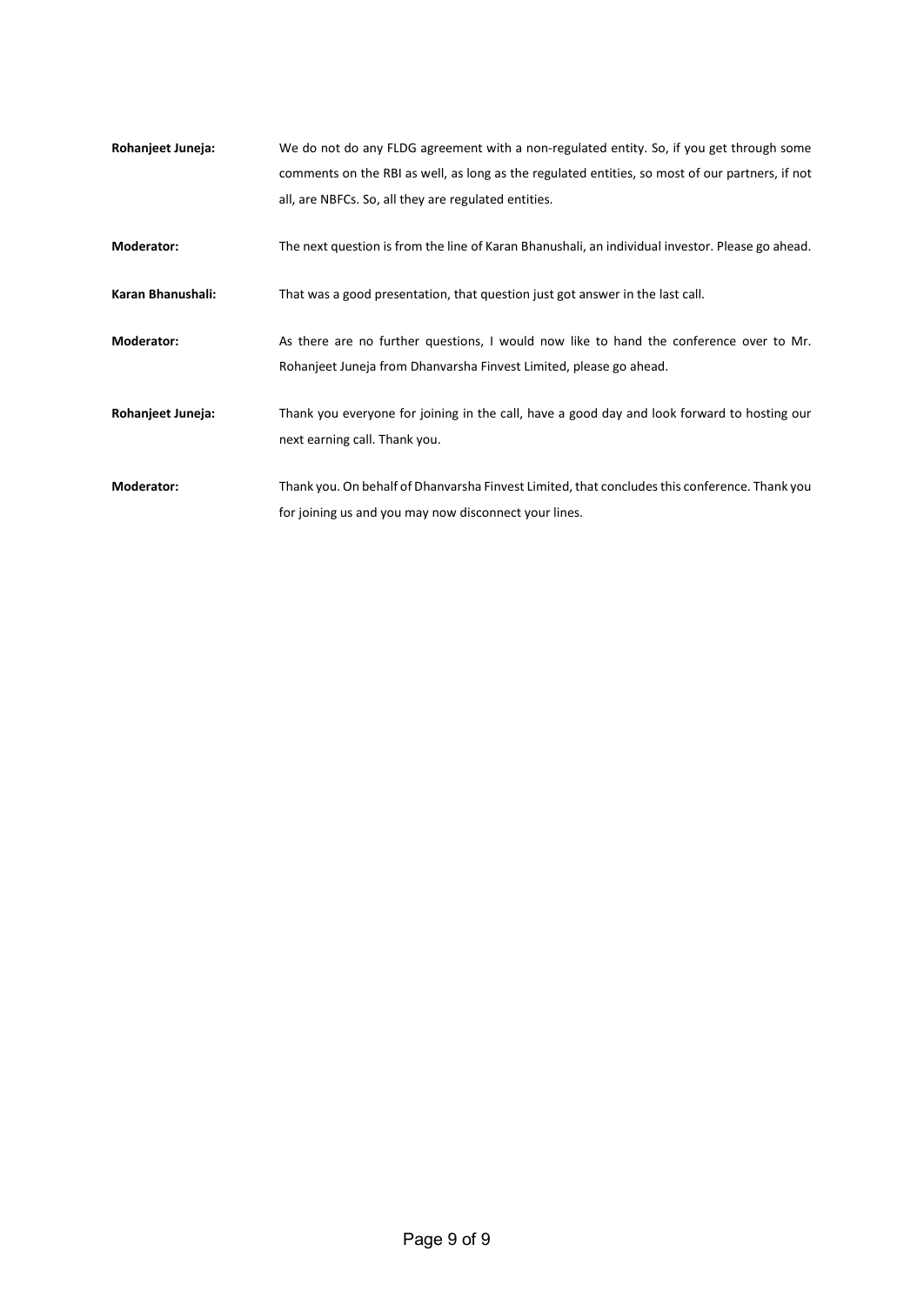**Rohanjeet Juneja:** We do not do any FLDG agreement with a non-regulated entity. So, if you get through some comments on the RBI as well, as long as the regulated entities, so most of our partners, if not all, are NBFCs. So, all they are regulated entities.

**Moderator:** The next question is from the line of Karan Bhanushali, an individual investor. Please go ahead.

**Karan Bhanushali:** That was a good presentation, that question just got answer in the last call.

**Moderator:** As there are no further questions, I would now like to hand the conference over to Mr. Rohanjeet Juneja from Dhanvarsha Finvest Limited, please go ahead.

**Rohanjeet Juneja:** Thank you everyone for joining in the call, have a good day and look forward to hosting our next earning call. Thank you.

**Moderator:** Thank you. On behalf of Dhanvarsha Finvest Limited, that concludes this conference. Thank you for joining us and you may now disconnect your lines.